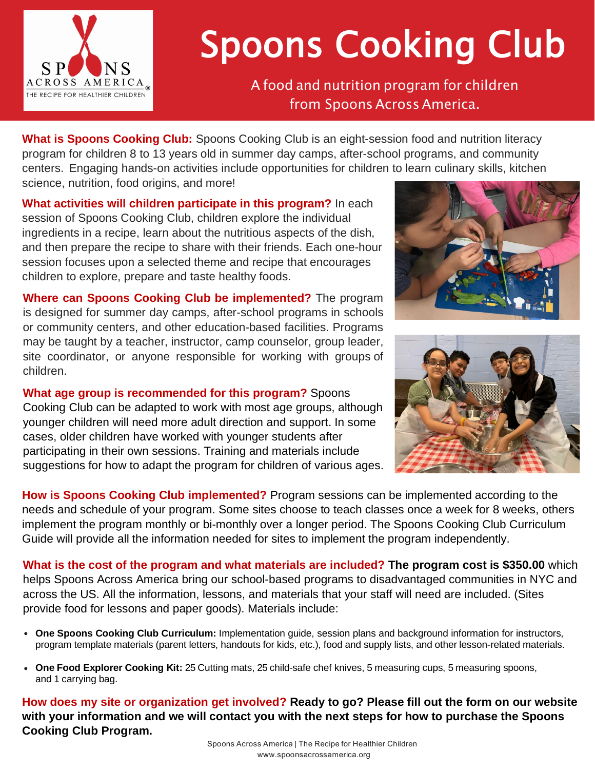# Spoons Cooking Club

A food and nutrition program for children from Spoons Across America.

**What is Spoons Cooking Club:** Spoons Cooking Club is an eight-session food and nutrition literacy program for children 8 to 13 years old in summer day camps, after-school programs, and community centers. Engaging hands-on activities include opportunities for children to learn culinary skills, kitchen science, nutrition, food origins, and more!

**What activities will children participate in this program?** In each session of Spoons Cooking Club, children explore the individual ingredients in a recipe, learn about the nutritious aspects of the dish, and then prepare the recipe to share with their friends. Each one-hour session focuses upon a selected theme and recipe that encourages children to explore, prepare and taste healthy foods.

**Where can Spoons Cooking Club be implemented?** The program is designed for summer day camps, after-school programs in schools or community centers, and other education-based facilities. Programs may be taught by a teacher, instructor, camp counselor, group leader, site coordinator, or anyone responsible for working with groups of children.

**What age group is recommended for this program?** Spoons Cooking Club can be adapted to work with most age groups, although younger children will need more adult direction and support. In some cases, older children have worked with younger students after participating in their own sessions. Training and materials include suggestions for how to adapt the program for children of various ages.

**How is Spoons Cooking Club implemented?** Program sessions can be implemented according to the needs and schedule of your program. Some sites choose to teach classes once a week for 8 weeks, others implement the program monthly or bi-monthly over a longer period. The Spoons Cooking Club Curriculum Guide will provide all the information needed for sites to implement the program independently.

**What is the cost of the program and what materials are included?** **The program cost is $350.00** which helps Spoons Across America bring our school-based programs to disadvantaged communities in NYC and across the US. All the information, lessons, and materials that your staff will need are included. (Sites provide food for lessons and paper goods). Materials include:

- **One Spoons Cooking Club Curriculum:** Implementation guide, session plans and background information for instructors, program template materials (parent letters, handouts for kids, etc.), food and supply lists, and other lesson-related materials.
- **One Food Explorer Cooking Kit:** 25 Cutting mats, 25 child-safe chef knives, 5 measuring cups, 5 measuring spoons, and 1 carrying bag.

**How does my site or organization get involved?** **Ready to go? Please fill out the form on our website with your information and we will contact you with the next steps for how to purchase the Spoons Cooking Club Program.**

Spoons Across America | The Recipe for Healthier Children
www.spoonsacrossamerica.org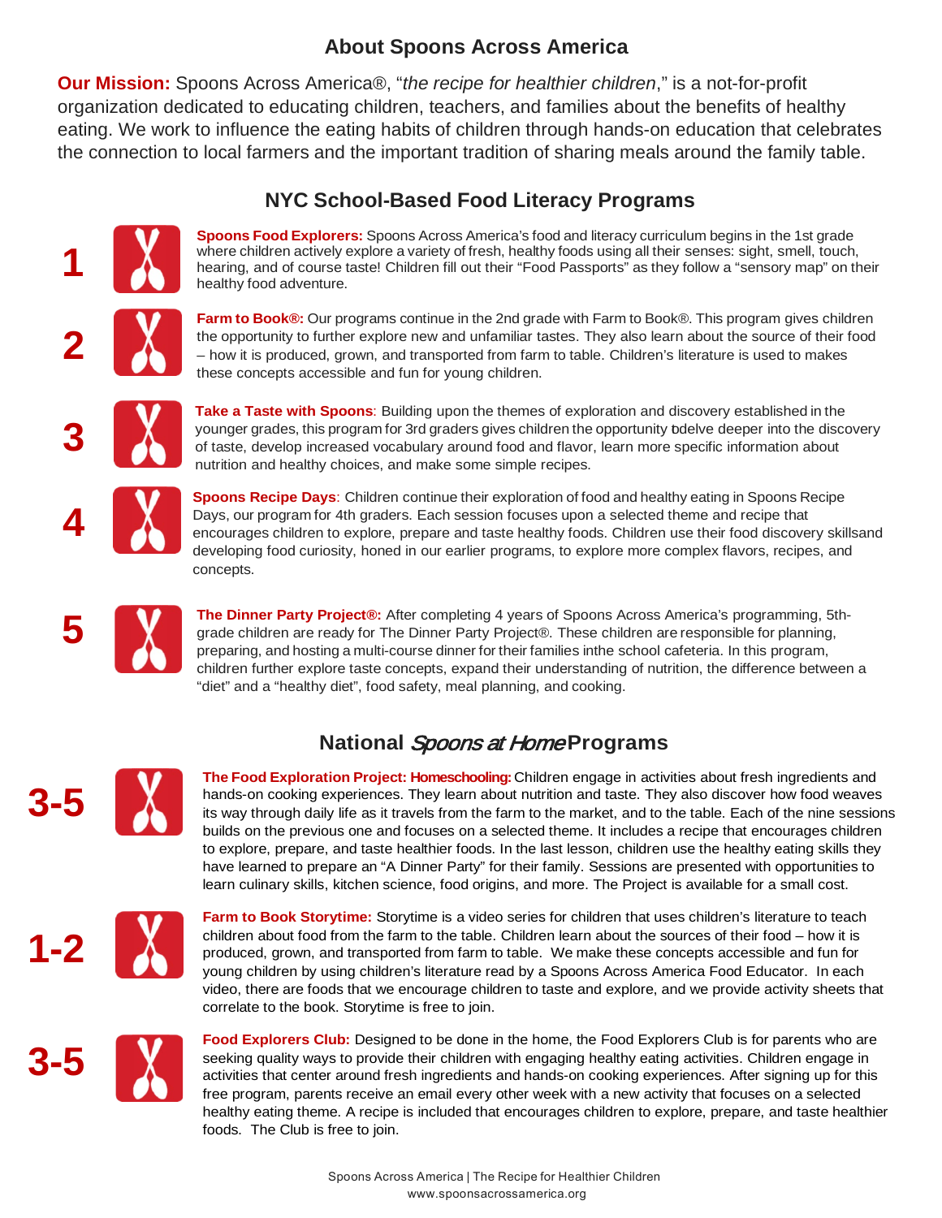## About Spoons Across America

**Our Mission:** Spoons Across America®, "*the recipe for healthier children*," is a not-for-profit organization dedicated to educating children, teachers, and families about the benefits of healthy eating. We work to influence the eating habits of children through hands-on education that celebrates the connection to local farmers and the important tradition of sharing meals around the family table.

## NYC School-Based Food Literacy Programs

**1**

**Spoons Food Explorers:** Spoons Across America's food and literacy curriculum begins in the 1st grade where children actively explore a variety of fresh, healthy foods using all their senses: sight, smell, touch, hearing, and of course taste! Children fill out their "Food Passports" as they follow a "sensory map" on their healthy food adventure.

**2**

**Farm to Book®:** Our programs continue in the 2nd grade with Farm to Book®. This program gives children the opportunity to further explore new and unfamiliar tastes. They also learn about the source of their food – how it is produced, grown, and transported from farm to table. Children's literature is used to makes these concepts accessible and fun for young children.

**3**

**Take a Taste with Spoons**: Building upon the themes of exploration and discovery established in the younger grades, this program for 3rd graders gives children the opportunity to delve deeper into the discovery of taste, develop increased vocabulary around food and flavor, learn more specific information about nutrition and healthy choices, and make some simple recipes.

**4**

**Spoons Recipe Days**: Children continue their exploration of food and healthy eating in Spoons Recipe Days, our program for 4th graders. Each session focuses upon a selected theme and recipe that encourages children to explore, prepare and taste healthy foods. Children use their food discovery skillsand developing food curiosity, honed in our earlier programs, to explore more complex flavors, recipes, and concepts.

**5**

**The Dinner Party Project®:** After completing 4 years of Spoons Across America's programming, 5th-grade children are ready for The Dinner Party Project®. These children are responsible for planning, preparing, and hosting a multi-course dinner for their families inthe school cafeteria. In this program, children further explore taste concepts, expand their understanding of nutrition, the difference between a "diet" and a "healthy diet", food safety, meal planning, and cooking.

## National *Spoons at Home* Programs

**3-5**

**The Food Exploration Project: Homeschooling:** Children engage in activities about fresh ingredients and hands-on cooking experiences. They learn about nutrition and taste. They also discover how food weaves its way through daily life as it travels from the farm to the market, and to the table. Each of the nine sessions builds on the previous one and focuses on a selected theme. It includes a recipe that encourages children to explore, prepare, and taste healthier foods. In the last lesson, children use the healthy eating skills they have learned to prepare an "A Dinner Party" for their family. Sessions are presented with opportunities to learn culinary skills, kitchen science, food origins, and more. The Project is available for a small cost.

**1-2**

**Farm to Book Storytime:** Storytime is a video series for children that uses children's literature to teach children about food from the farm to the table. Children learn about the sources of their food – how it is produced, grown, and transported from farm to table. We make these concepts accessible and fun for young children by using children's literature read by a Spoons Across America Food Educator. In each video, there are foods that we encourage children to taste and explore, and we provide activity sheets that correlate to the book. Storytime is free to join.

**3-5**

**Food Explorers Club:** Designed to be done in the home, the Food Explorers Club is for parents who are seeking quality ways to provide their children with engaging healthy eating activities. Children engage in activities that center around fresh ingredients and hands-on cooking experiences. After signing up for this free program, parents receive an email every other week with a new activity that focuses on a selected healthy eating theme. A recipe is included that encourages children to explore, prepare, and taste healthier foods. The Club is free to join.

Spoons Across America | The Recipe for Healthier Children
www.spoonsacrossamerica.org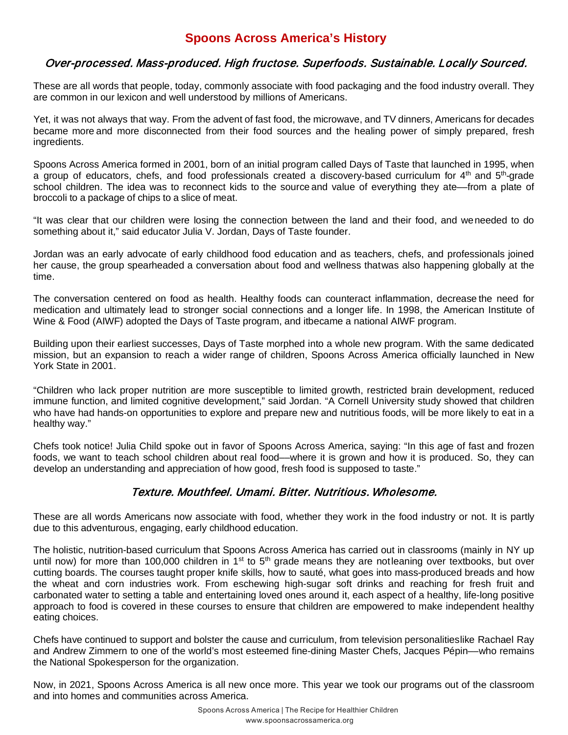# Spoons Across America's History

## *Over-processed. Mass-produced. High fructose. Superfoods. Sustainable. Locally Sourced.*

These are all words that people, today, commonly associate with food packaging and the food industry overall. They are common in our lexicon and well understood by millions of Americans.

Yet, it was not always that way. From the advent of fast food, the microwave, and TV dinners, Americans for decades became more and more disconnected from their food sources and the healing power of simply prepared, fresh ingredients.

Spoons Across America formed in 2001, born of an initial program called Days of Taste that launched in 1995, when a group of educators, chefs, and food professionals created a discovery-based curriculum for 4th and 5th-grade school children. The idea was to reconnect kids to the source and value of everything they ate—from a plate of broccoli to a package of chips to a slice of meat.

"It was clear that our children were losing the connection between the land and their food, and we needed to do something about it," said educator Julia V. Jordan, Days of Taste founder.

Jordan was an early advocate of early childhood food education and as teachers, chefs, and professionals joined her cause, the group spearheaded a conversation about food and wellness that was also happening globally at the time.

The conversation centered on food as health. Healthy foods can counteract inflammation, decrease the need for medication and ultimately lead to stronger social connections and a longer life. In 1998, the American Institute of Wine & Food (AIWF) adopted the Days of Taste program, and it became a national AIWF program.

Building upon their earliest successes, Days of Taste morphed into a whole new program. With the same dedicated mission, but an expansion to reach a wider range of children, Spoons Across America officially launched in New York State in 2001.

"Children who lack proper nutrition are more susceptible to limited growth, restricted brain development, reduced immune function, and limited cognitive development," said Jordan. "A Cornell University study showed that children who have had hands-on opportunities to explore and prepare new and nutritious foods, will be more likely to eat in a healthy way."

Chefs took notice! Julia Child spoke out in favor of Spoons Across America, saying: "In this age of fast and frozen foods, we want to teach school children about real food—where it is grown and how it is produced. So, they can develop an understanding and appreciation of how good, fresh food is supposed to taste."

## *Texture. Mouthfeel. Umami. Bitter. Nutritious. Wholesome.*

These are all words Americans now associate with food, whether they work in the food industry or not. It is partly due to this adventurous, engaging, early childhood education.

The holistic, nutrition-based curriculum that Spoons Across America has carried out in classrooms (mainly in NY up until now) for more than 100,000 children in 1st to 5th grade means they are not leaning over textbooks, but over cutting boards. The courses taught proper knife skills, how to sauté, what goes into mass-produced breads and how the wheat and corn industries work. From eschewing high-sugar soft drinks and reaching for fresh fruit and carbonated water to setting a table and entertaining loved ones around it, each aspect of a healthy, life-long positive approach to food is covered in these courses to ensure that children are empowered to make independent healthy eating choices.

Chefs have continued to support and bolster the cause and curriculum, from television personalities like Rachael Ray and Andrew Zimmern to one of the world's most esteemed fine-dining Master Chefs, Jacques Pépin—who remains the National Spokesperson for the organization.

Now, in 2021, Spoons Across America is all new once more. This year we took our programs out of the classroom and into homes and communities across America.